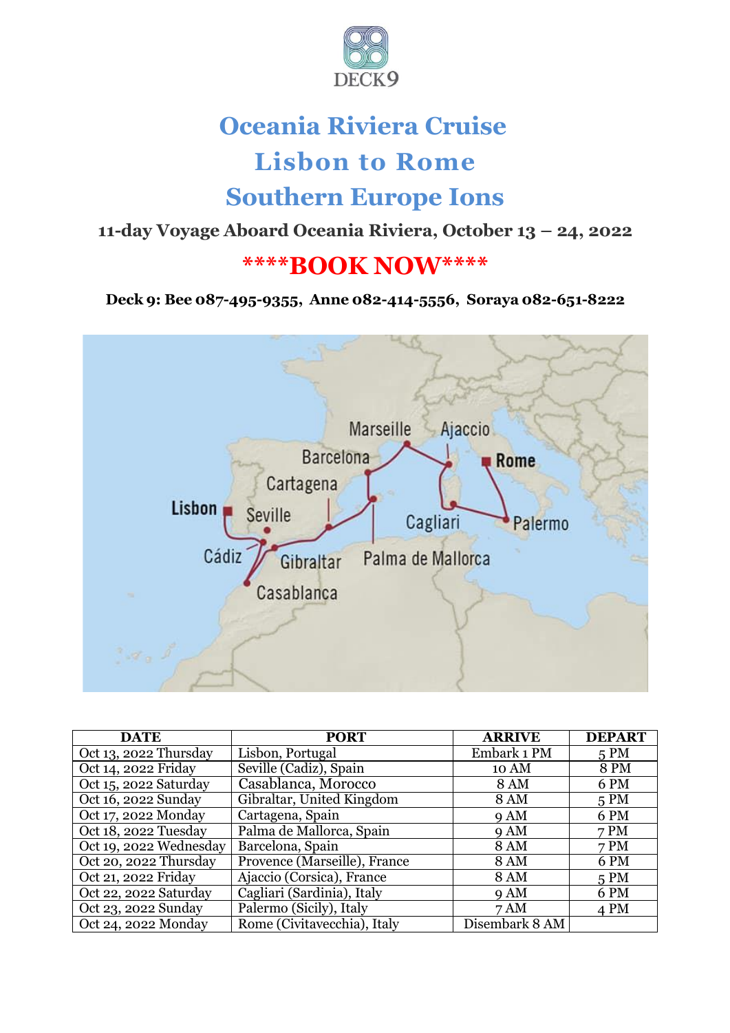DECK9

# Oceania Riviera Cruise
# Lisbon to Rome
# Southern Europe Ions

### 11-day Voyage Aboard Oceania Riviera, October 13 – 24, 2022

## ****BOOK NOW****

**Deck 9: Bee 087-495-9355, Anne 082-414-5556, Soraya 082-651-8222**

| DATE | PORT | ARRIVE | DEPART |
|---|---|---|---|
| Oct 13, 2022 Thursday | Lisbon, Portugal | Embark 1 PM | 5 PM |
| Oct 14, 2022 Friday | Seville (Cadiz), Spain | 10 AM | 8 PM |
| Oct 15, 2022 Saturday | Casablanca, Morocco | 8 AM | 6 PM |
| Oct 16, 2022 Sunday | Gibraltar, United Kingdom | 8 AM | 5 PM |
| Oct 17, 2022 Monday | Cartagena, Spain | 9 AM | 6 PM |
| Oct 18, 2022 Tuesday | Palma de Mallorca, Spain | 9 AM | 7 PM |
| Oct 19, 2022 Wednesday | Barcelona, Spain | 8 AM | 7 PM |
| Oct 20, 2022 Thursday | Provence (Marseille), France | 8 AM | 6 PM |
| Oct 21, 2022 Friday | Ajaccio (Corsica), France | 8 AM | 5 PM |
| Oct 22, 2022 Saturday | Cagliari (Sardinia), Italy | 9 AM | 6 PM |
| Oct 23, 2022 Sunday | Palermo (Sicily), Italy | 7 AM | 4 PM |
| Oct 24, 2022 Monday | Rome (Civitavecchia), Italy | Disembark 8 AM | |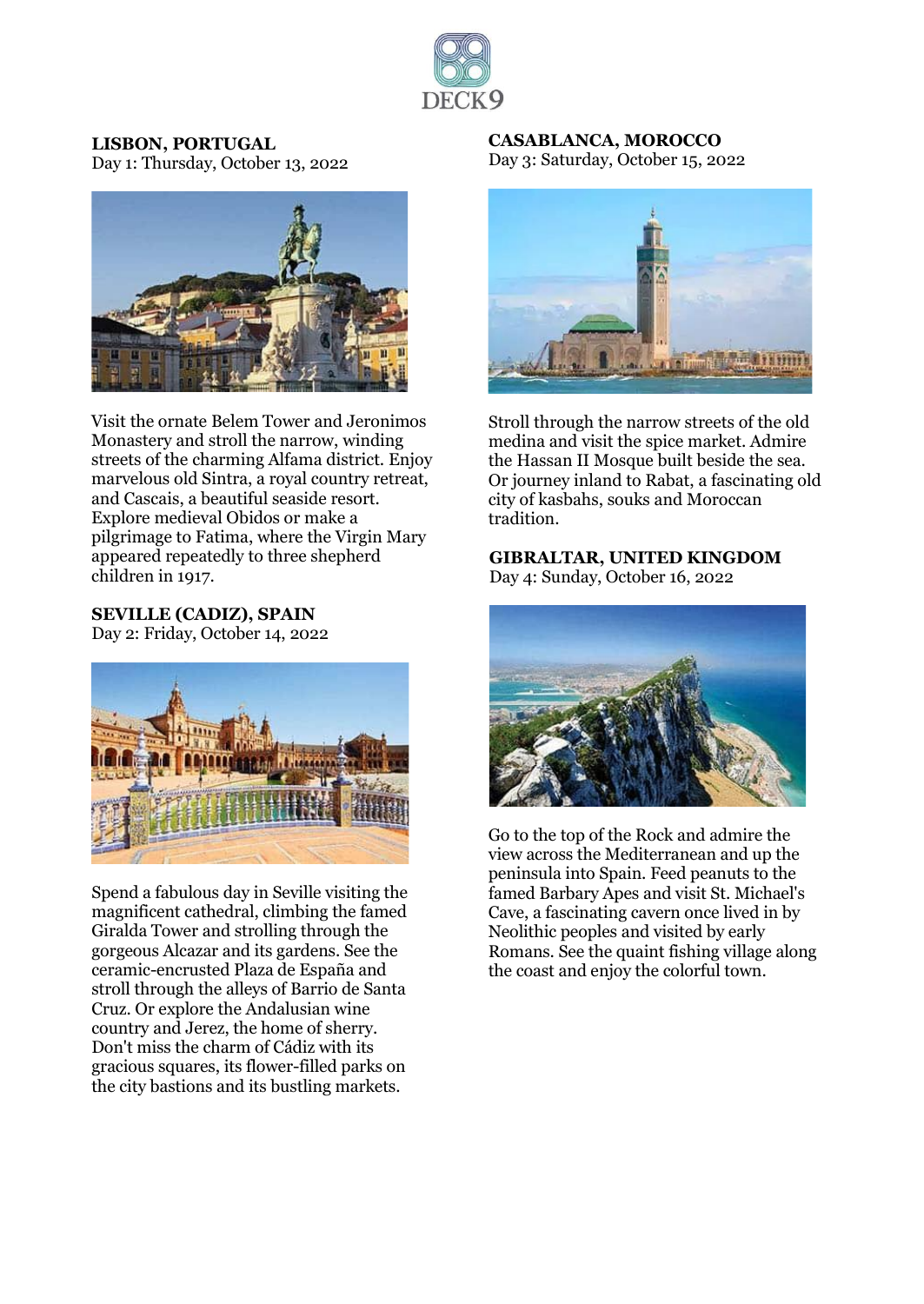**LISBON, PORTUGAL**
Day 1: Thursday, October 13, 2022

Visit the ornate Belem Tower and Jeronimos Monastery and stroll the narrow, winding streets of the charming Alfama district. Enjoy marvelous old Sintra, a royal country retreat, and Cascais, a beautiful seaside resort. Explore medieval Obidos or make a pilgrimage to Fatima, where the Virgin Mary appeared repeatedly to three shepherd children in 1917.

**SEVILLE (CADIZ), SPAIN**
Day 2: Friday, October 14, 2022

Spend a fabulous day in Seville visiting the magnificent cathedral, climbing the famed Giralda Tower and strolling through the gorgeous Alcazar and its gardens. See the ceramic-encrusted Plaza de España and stroll through the alleys of Barrio de Santa Cruz. Or explore the Andalusian wine country and Jerez, the home of sherry. Don't miss the charm of Cádiz with its gracious squares, its flower-filled parks on the city bastions and its bustling markets.

**CASABLANCA, MOROCCO**
Day 3: Saturday, October 15, 2022

Stroll through the narrow streets of the old medina and visit the spice market. Admire the Hassan II Mosque built beside the sea. Or journey inland to Rabat, a fascinating old city of kasbahs, souks and Moroccan tradition.

**GIBRALTAR, UNITED KINGDOM**
Day 4: Sunday, October 16, 2022

Go to the top of the Rock and admire the view across the Mediterranean and up the peninsula into Spain. Feed peanuts to the famed Barbary Apes and visit St. Michael's Cave, a fascinating cavern once lived in by Neolithic peoples and visited by early Romans. See the quaint fishing village along the coast and enjoy the colorful town.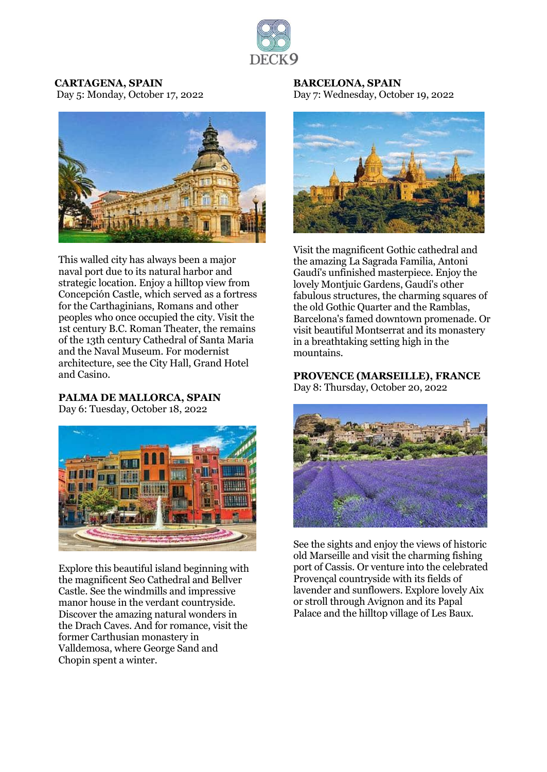## CARTAGENA, SPAIN

Day 5: Monday, October 17, 2022

This walled city has always been a major naval port due to its natural harbor and strategic location. Enjoy a hilltop view from Concepción Castle, which served as a fortress for the Carthaginians, Romans and other peoples who once occupied the city. Visit the 1st century B.C. Roman Theater, the remains of the 13th century Cathedral of Santa Maria and the Naval Museum. For modernist architecture, see the City Hall, Grand Hotel and Casino.

## PALMA DE MALLORCA, SPAIN

Day 6: Tuesday, October 18, 2022

Explore this beautiful island beginning with the magnificent Seo Cathedral and Bellver Castle. See the windmills and impressive manor house in the verdant countryside. Discover the amazing natural wonders in the Drach Caves. And for romance, visit the former Carthusian monastery in Valldemosa, where George Sand and Chopin spent a winter.

## BARCELONA, SPAIN

Day 7: Wednesday, October 19, 2022

Visit the magnificent Gothic cathedral and the amazing La Sagrada Familia, Antoni Gaudí's unfinished masterpiece. Enjoy the lovely Montjuic Gardens, Gaudí's other fabulous structures, the charming squares of the old Gothic Quarter and the Ramblas, Barcelona's famed downtown promenade. Or visit beautiful Montserrat and its monastery in a breathtaking setting high in the mountains.

## PROVENCE (MARSEILLE), FRANCE

Day 8: Thursday, October 20, 2022

See the sights and enjoy the views of historic old Marseille and visit the charming fishing port of Cassis. Or venture into the celebrated Provençal countryside with its fields of lavender and sunflowers. Explore lovely Aix or stroll through Avignon and its Papal Palace and the hilltop village of Les Baux.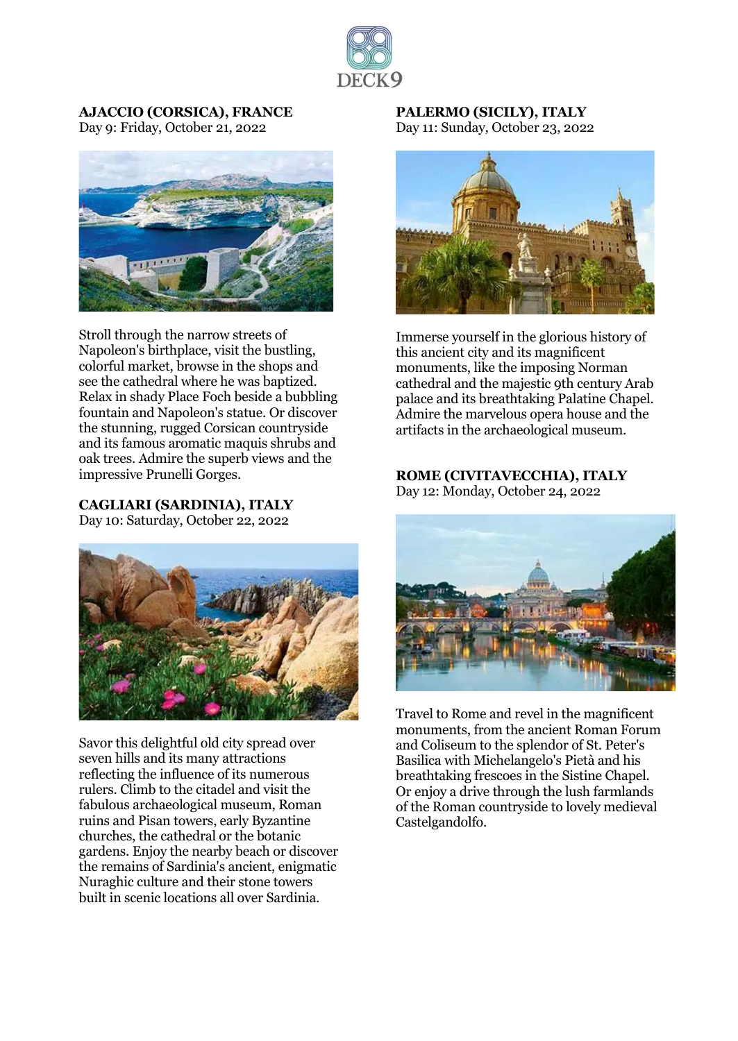**AJACCIO (CORSICA), FRANCE**
Day 9: Friday, October 21, 2022

Stroll through the narrow streets of Napoleon's birthplace, visit the bustling, colorful market, browse in the shops and see the cathedral where he was baptized. Relax in shady Place Foch beside a bubbling fountain and Napoleon's statue. Or discover the stunning, rugged Corsican countryside and its famous aromatic maquis shrubs and oak trees. Admire the superb views and the impressive Prunelli Gorges.

**CAGLIARI (SARDINIA), ITALY**
Day 10: Saturday, October 22, 2022

Savor this delightful old city spread over seven hills and its many attractions reflecting the influence of its numerous rulers. Climb to the citadel and visit the fabulous archaeological museum, Roman ruins and Pisan towers, early Byzantine churches, the cathedral or the botanic gardens. Enjoy the nearby beach or discover the remains of Sardinia's ancient, enigmatic Nuraghic culture and their stone towers built in scenic locations all over Sardinia.

**PALERMO (SICILY), ITALY**
Day 11: Sunday, October 23, 2022

Immerse yourself in the glorious history of this ancient city and its magnificent monuments, like the imposing Norman cathedral and the majestic 9th century Arab palace and its breathtaking Palatine Chapel. Admire the marvelous opera house and the artifacts in the archaeological museum.

**ROME (CIVITAVECCHIA), ITALY**
Day 12: Monday, October 24, 2022

Travel to Rome and revel in the magnificent monuments, from the ancient Roman Forum and Coliseum to the splendor of St. Peter's Basilica with Michelangelo's Pietà and his breathtaking frescoes in the Sistine Chapel. Or enjoy a drive through the lush farmlands of the Roman countryside to lovely medieval Castelgandolfo.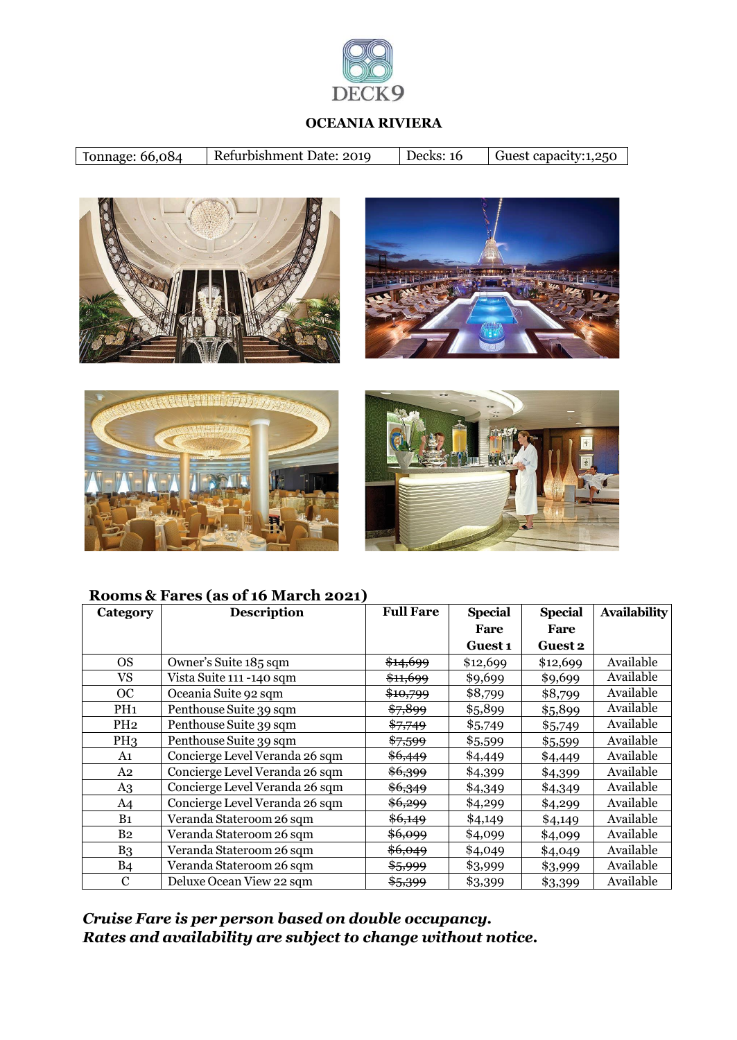DECK9

**OCEANIA RIVIERA**

| Tonnage: 66,084 | Refurbishment Date: 2019 | Decks: 16 | Guest capacity:1,250 |
|---|---|---|---|

## Rooms & Fares (as of 16 March 2021)

| Category | Description | Full Fare | Special Fare Guest 1 | Special Fare Guest 2 | Availability |
|---|---|---|---|---|---|
| OS | Owner's Suite 185 sqm | ~~$14,699~~ | $12,699 | $12,699 | Available |
| VS | Vista Suite 111 -140 sqm | ~~$11,699~~ | $9,699 | $9,699 | Available |
| OC | Oceania Suite 92 sqm | ~~$10,799~~ | $8,799 | $8,799 | Available |
| PH1 | Penthouse Suite 39 sqm | ~~$7,899~~ | $5,899 | $5,899 | Available |
| PH2 | Penthouse Suite 39 sqm | ~~$7,749~~ | $5,749 | $5,749 | Available |
| PH3 | Penthouse Suite 39 sqm | ~~$7,599~~ | $5,599 | $5,599 | Available |
| A1 | Concierge Level Veranda 26 sqm | ~~$6,449~~ | $4,449 | $4,449 | Available |
| A2 | Concierge Level Veranda 26 sqm | ~~$6,399~~ | $4,399 | $4,399 | Available |
| A3 | Concierge Level Veranda 26 sqm | ~~$6,349~~ | $4,349 | $4,349 | Available |
| A4 | Concierge Level Veranda 26 sqm | ~~$6,299~~ | $4,299 | $4,299 | Available |
| B1 | Veranda Stateroom 26 sqm | ~~$6,149~~ | $4,149 | $4,149 | Available |
| B2 | Veranda Stateroom 26 sqm | ~~$6,099~~ | $4,099 | $4,099 | Available |
| B3 | Veranda Stateroom 26 sqm | ~~$6,049~~ | $4,049 | $4,049 | Available |
| B4 | Veranda Stateroom 26 sqm | ~~$5,999~~ | $3,999 | $3,999 | Available |
| C | Deluxe Ocean View 22 sqm | ~~$5,399~~ | $3,399 | $3,399 | Available |

***Cruise Fare is per person based on double occupancy.***
***Rates and availability are subject to change without notice.***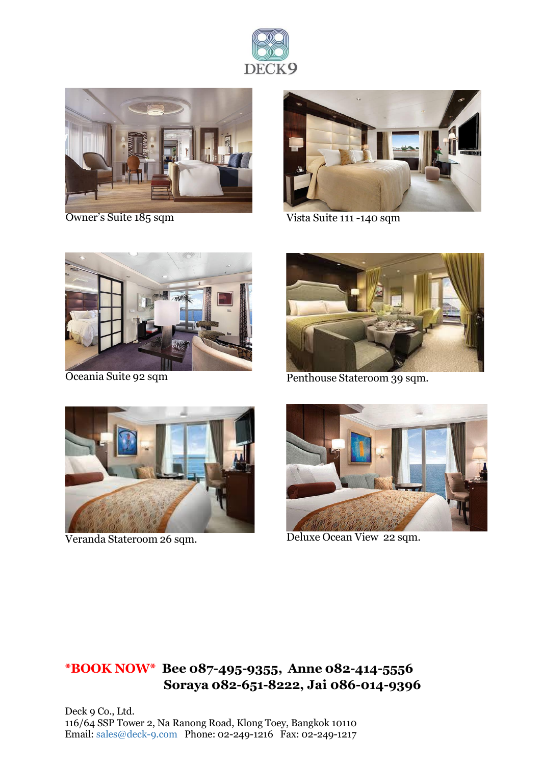DECK9

Owner's Suite 185 sqm

Vista Suite 111 -140 sqm

Oceania Suite 92 sqm

Penthouse Stateroom 39 sqm.

Veranda Stateroom 26 sqm.

Deluxe Ocean View 22 sqm.

**\*BOOK NOW\* Bee 087-495-9355, Anne 082-414-5556**
**Soraya 082-651-8222, Jai 086-014-9396**

Deck 9 Co., Ltd.
116/64 SSP Tower 2, Na Ranong Road, Klong Toey, Bangkok 10110
Email: sales@deck-9.com Phone: 02-249-1216 Fax: 02-249-1217